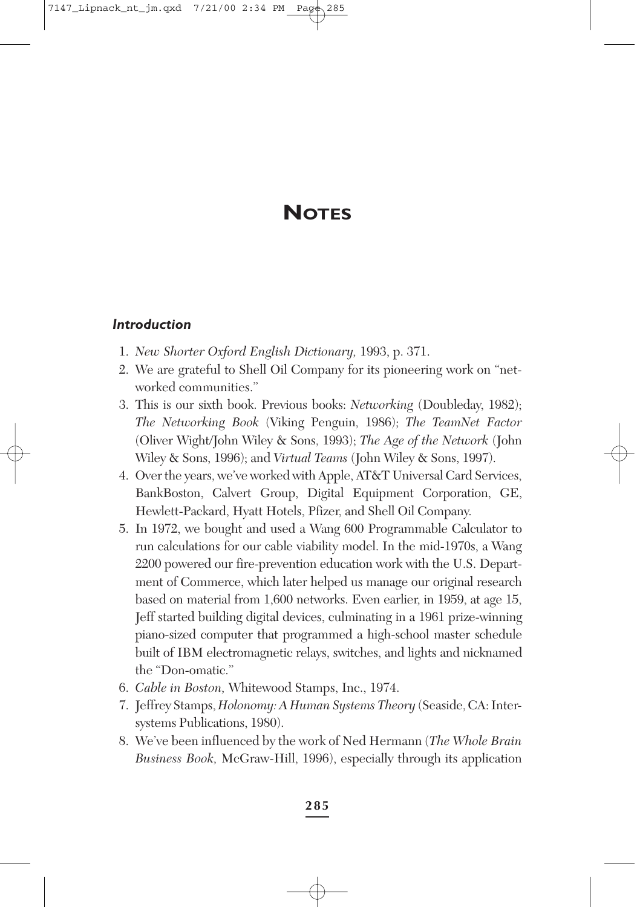# NOTES

## *Introduction*

1. *New Shorter Oxford English Dictionary,* 1993, p. 371.
2. We are grateful to Shell Oil Company for its pioneering work on "networked communities."
3. This is our sixth book. Previous books: *Networking* (Doubleday, 1982); *The Networking Book* (Viking Penguin, 1986); *The TeamNet Factor* (Oliver Wight/John Wiley & Sons, 1993); *The Age of the Network* (John Wiley & Sons, 1996); and *Virtual Teams* (John Wiley & Sons, 1997).
4. Over the years, we've worked with Apple, AT&T Universal Card Services, BankBoston, Calvert Group, Digital Equipment Corporation, GE, Hewlett-Packard, Hyatt Hotels, Pfizer, and Shell Oil Company.
5. In 1972, we bought and used a Wang 600 Programmable Calculator to run calculations for our cable viability model. In the mid-1970s, a Wang 2200 powered our fire-prevention education work with the U.S. Department of Commerce, which later helped us manage our original research based on material from 1,600 networks. Even earlier, in 1959, at age 15, Jeff started building digital devices, culminating in a 1961 prize-winning piano-sized computer that programmed a high-school master schedule built of IBM electromagnetic relays, switches, and lights and nicknamed the "Don-omatic."
6. *Cable in Boston,* Whitewood Stamps, Inc., 1974.
7. Jeffrey Stamps, *Holonomy: A Human Systems Theory* (Seaside, CA: Intersystems Publications, 1980).
8. We've been influenced by the work of Ned Hermann (*The Whole Brain Business Book,* McGraw-Hill, 1996), especially through its application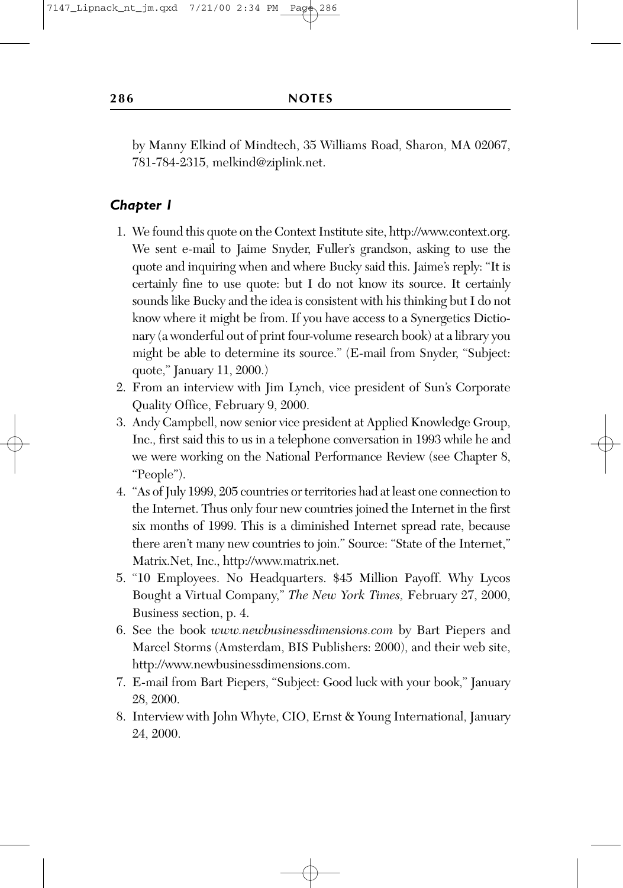by Manny Elkind of Mindtech, 35 Williams Road, Sharon, MA 02067, 781-784-2315, melkind@ziplink.net.

### *Chapter 1*

1. We found this quote on the Context Institute site, http://www.context.org. We sent e-mail to Jaime Snyder, Fuller's grandson, asking to use the quote and inquiring when and where Bucky said this. Jaime's reply: "It is certainly fine to use quote: but I do not know its source. It certainly sounds like Bucky and the idea is consistent with his thinking but I do not know where it might be from. If you have access to a Synergetics Dictionary (a wonderful out of print four-volume research book) at a library you might be able to determine its source." (E-mail from Snyder, "Subject: quote," January 11, 2000.)
2. From an interview with Jim Lynch, vice president of Sun's Corporate Quality Office, February 9, 2000.
3. Andy Campbell, now senior vice president at Applied Knowledge Group, Inc., first said this to us in a telephone conversation in 1993 while he and we were working on the National Performance Review (see Chapter 8, "People").
4. "As of July 1999, 205 countries or territories had at least one connection to the Internet. Thus only four new countries joined the Internet in the first six months of 1999. This is a diminished Internet spread rate, because there aren't many new countries to join." Source: "State of the Internet," Matrix.Net, Inc., http://www.matrix.net.
5. "10 Employees. No Headquarters. $45 Million Payoff. Why Lycos Bought a Virtual Company," *The New York Times,* February 27, 2000, Business section, p. 4.
6. See the book *www.newbusinessdimensions.com* by Bart Piepers and Marcel Storms (Amsterdam, BIS Publishers: 2000), and their web site, http://www.newbusinessdimensions.com.
7. E-mail from Bart Piepers, "Subject: Good luck with your book," January 28, 2000.
8. Interview with John Whyte, CIO, Ernst & Young International, January 24, 2000.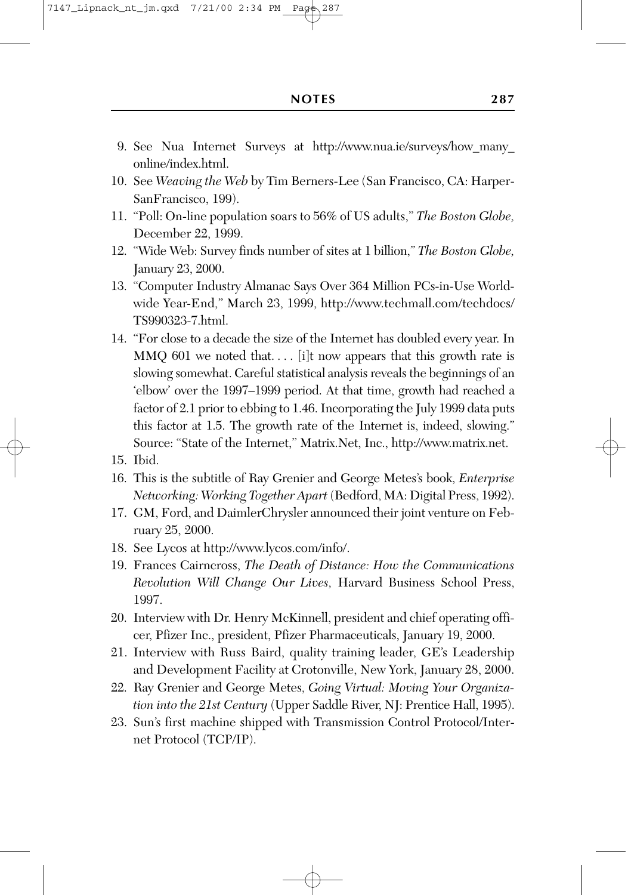9. See Nua Internet Surveys at http://www.nua.ie/surveys/how_many_online/index.html.
10. See *Weaving the Web* by Tim Berners-Lee (San Francisco, CA: Harper-SanFrancisco, 199).
11. "Poll: On-line population soars to 56% of US adults," *The Boston Globe,* December 22, 1999.
12. "Wide Web: Survey finds number of sites at 1 billion," *The Boston Globe,* January 23, 2000.
13. "Computer Industry Almanac Says Over 364 Million PCs-in-Use Worldwide Year-End," March 23, 1999, http://www.techmall.com/techdocs/TS990323-7.html.
14. "For close to a decade the size of the Internet has doubled every year. In MMQ 601 we noted that. . . . [i]t now appears that this growth rate is slowing somewhat. Careful statistical analysis reveals the beginnings of an 'elbow' over the 1997–1999 period. At that time, growth had reached a factor of 2.1 prior to ebbing to 1.46. Incorporating the July 1999 data puts this factor at 1.5. The growth rate of the Internet is, indeed, slowing." Source: "State of the Internet," Matrix.Net, Inc., http://www.matrix.net.
15. Ibid.
16. This is the subtitle of Ray Grenier and George Metes's book, *Enterprise Networking: Working Together Apart* (Bedford, MA: Digital Press, 1992).
17. GM, Ford, and DaimlerChrysler announced their joint venture on February 25, 2000.
18. See Lycos at http://www.lycos.com/info/.
19. Frances Cairncross, *The Death of Distance: How the Communications Revolution Will Change Our Lives,* Harvard Business School Press, 1997.
20. Interview with Dr. Henry McKinnell, president and chief operating officer, Pfizer Inc., president, Pfizer Pharmaceuticals, January 19, 2000.
21. Interview with Russ Baird, quality training leader, GE's Leadership and Development Facility at Crotonville, New York, January 28, 2000.
22. Ray Grenier and George Metes, *Going Virtual: Moving Your Organization into the 21st Century* (Upper Saddle River, NJ: Prentice Hall, 1995).
23. Sun's first machine shipped with Transmission Control Protocol/Internet Protocol (TCP/IP).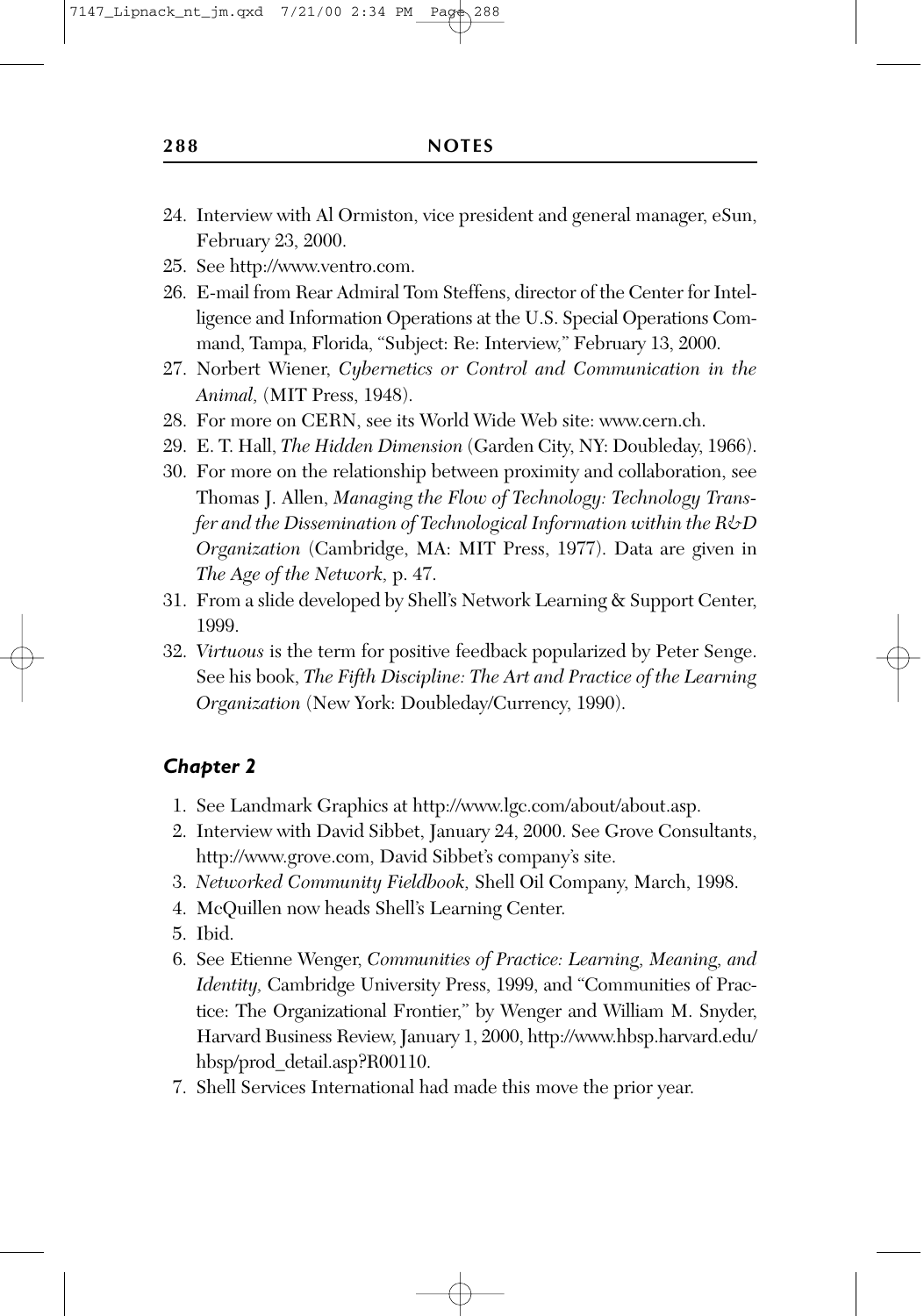24. Interview with Al Ormiston, vice president and general manager, eSun, February 23, 2000.
25. See http://www.ventro.com.
26. E-mail from Rear Admiral Tom Steffens, director of the Center for Intelligence and Information Operations at the U.S. Special Operations Command, Tampa, Florida, "Subject: Re: Interview," February 13, 2000.
27. Norbert Wiener, *Cybernetics or Control and Communication in the Animal,* (MIT Press, 1948).
28. For more on CERN, see its World Wide Web site: www.cern.ch.
29. E. T. Hall, *The Hidden Dimension* (Garden City, NY: Doubleday, 1966).
30. For more on the relationship between proximity and collaboration, see Thomas J. Allen, *Managing the Flow of Technology: Technology Transfer and the Dissemination of Technological Information within the R&D Organization* (Cambridge, MA: MIT Press, 1977). Data are given in *The Age of the Network,* p. 47.
31. From a slide developed by Shell's Network Learning & Support Center, 1999.
32. *Virtuous* is the term for positive feedback popularized by Peter Senge. See his book, *The Fifth Discipline: The Art and Practice of the Learning Organization* (New York: Doubleday/Currency, 1990).

### *Chapter 2*

1. See Landmark Graphics at http://www.lgc.com/about/about.asp.
2. Interview with David Sibbet, January 24, 2000. See Grove Consultants, http://www.grove.com, David Sibbet's company's site.
3. *Networked Community Fieldbook,* Shell Oil Company, March, 1998.
4. McQuillen now heads Shell's Learning Center.
5. Ibid.
6. See Etienne Wenger, *Communities of Practice: Learning, Meaning, and Identity,* Cambridge University Press, 1999, and "Communities of Practice: The Organizational Frontier," by Wenger and William M. Snyder, Harvard Business Review, January 1, 2000, http://www.hbsp.harvard.edu/hbsp/prod_detail.asp?R00110.
7. Shell Services International had made this move the prior year.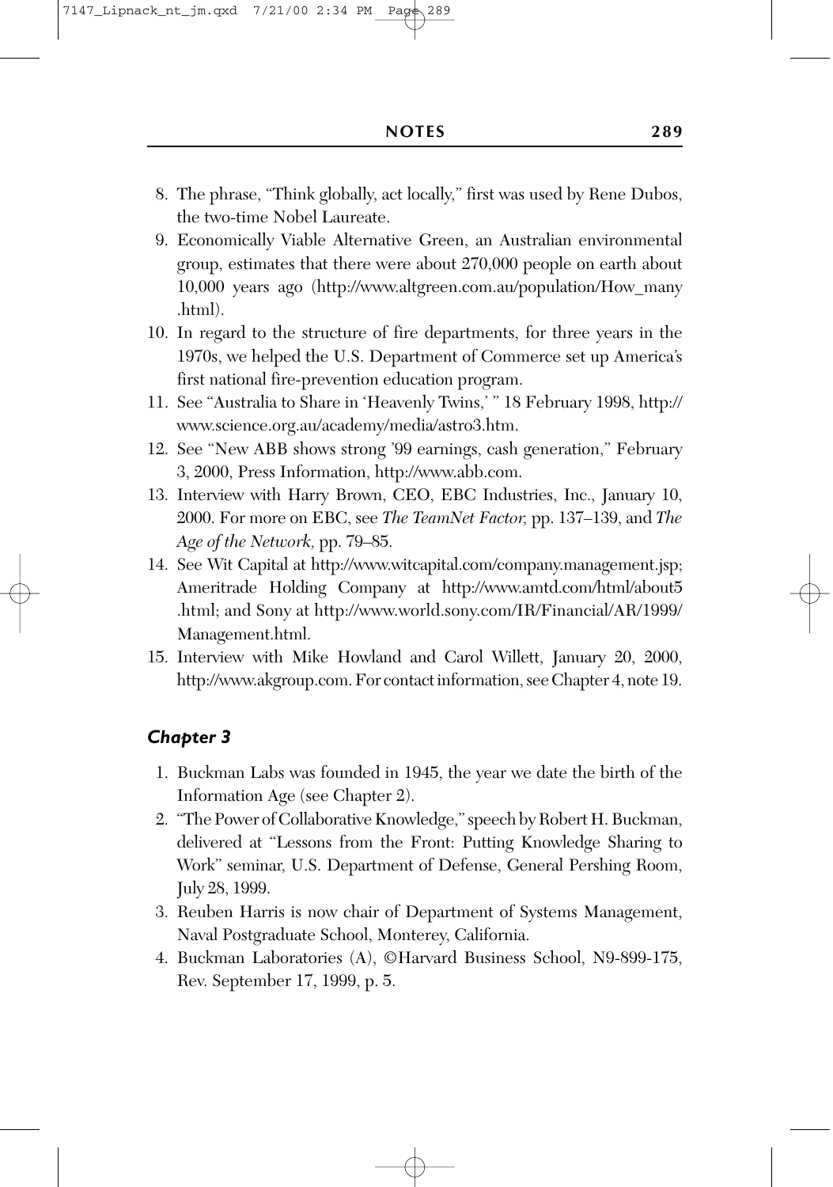8. The phrase, "Think globally, act locally," first was used by Rene Dubos, the two-time Nobel Laureate.
9. Economically Viable Alternative Green, an Australian environmental group, estimates that there were about 270,000 people on earth about 10,000 years ago (http://www.altgreen.com.au/population/How_many.html).
10. In regard to the structure of fire departments, for three years in the 1970s, we helped the U.S. Department of Commerce set up America's first national fire-prevention education program.
11. See "Australia to Share in 'Heavenly Twins,' " 18 February 1998, http://www.science.org.au/academy/media/astro3.htm.
12. See "New ABB shows strong '99 earnings, cash generation," February 3, 2000, Press Information, http://www.abb.com.
13. Interview with Harry Brown, CEO, EBC Industries, Inc., January 10, 2000. For more on EBC, see *The TeamNet Factor,* pp. 137–139, and *The Age of the Network,* pp. 79–85.
14. See Wit Capital at http://www.witcapital.com/company.management.jsp; Ameritrade Holding Company at http://www.amtd.com/html/about5.html; and Sony at http://www.world.sony.com/IR/Financial/AR/1999/Management.html.
15. Interview with Mike Howland and Carol Willett, January 20, 2000, http://www.akgroup.com. For contact information, see Chapter 4, note 19.

### *Chapter 3*

1. Buckman Labs was founded in 1945, the year we date the birth of the Information Age (see Chapter 2).
2. "The Power of Collaborative Knowledge," speech by Robert H. Buckman, delivered at "Lessons from the Front: Putting Knowledge Sharing to Work" seminar, U.S. Department of Defense, General Pershing Room, July 28, 1999.
3. Reuben Harris is now chair of Department of Systems Management, Naval Postgraduate School, Monterey, California.
4. Buckman Laboratories (A), ©Harvard Business School, N9-899-175, Rev. September 17, 1999, p. 5.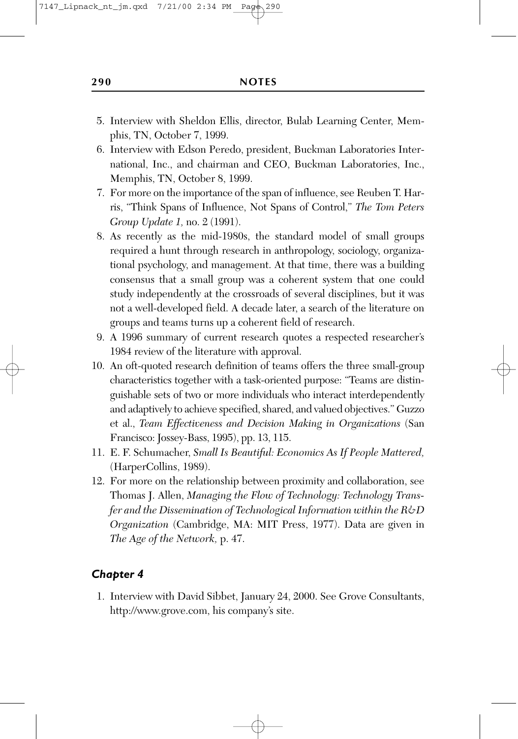5. Interview with Sheldon Ellis, director, Bulab Learning Center, Memphis, TN, October 7, 1999.
6. Interview with Edson Peredo, president, Buckman Laboratories International, Inc., and chairman and CEO, Buckman Laboratories, Inc., Memphis, TN, October 8, 1999.
7. For more on the importance of the span of influence, see Reuben T. Harris, "Think Spans of Influence, Not Spans of Control," *The Tom Peters Group Update 1,* no. 2 (1991).
8. As recently as the mid-1980s, the standard model of small groups required a hunt through research in anthropology, sociology, organizational psychology, and management. At that time, there was a building consensus that a small group was a coherent system that one could study independently at the crossroads of several disciplines, but it was not a well-developed field. A decade later, a search of the literature on groups and teams turns up a coherent field of research.
9. A 1996 summary of current research quotes a respected researcher's 1984 review of the literature with approval.
10. An oft-quoted research definition of teams offers the three small-group characteristics together with a task-oriented purpose: "Teams are distinguishable sets of two or more individuals who interact interdependently and adaptively to achieve specified, shared, and valued objectives." Guzzo et al., *Team Effectiveness and Decision Making in Organizations* (San Francisco: Jossey-Bass, 1995), pp. 13, 115.
11. E. F. Schumacher, *Small Is Beautiful: Economics As If People Mattered,* (HarperCollins, 1989).
12. For more on the relationship between proximity and collaboration, see Thomas J. Allen, *Managing the Flow of Technology: Technology Transfer and the Dissemination of Technological Information within the R&D Organization* (Cambridge, MA: MIT Press, 1977). Data are given in *The Age of the Network,* p. 47.

### *Chapter 4*

1. Interview with David Sibbet, January 24, 2000. See Grove Consultants, http://www.grove.com, his company's site.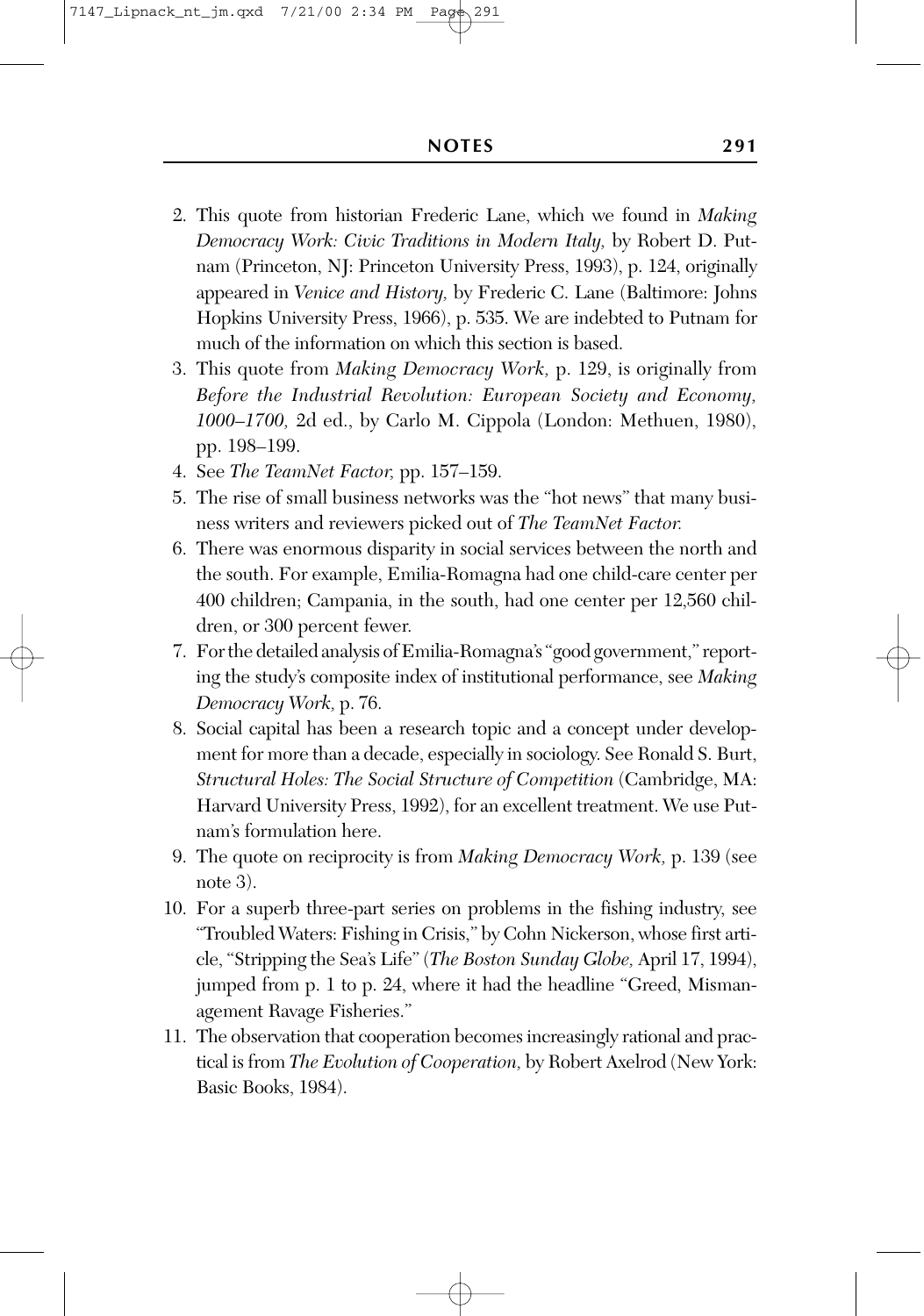2. This quote from historian Frederic Lane, which we found in *Making Democracy Work: Civic Traditions in Modern Italy,* by Robert D. Putnam (Princeton, NJ: Princeton University Press, 1993), p. 124, originally appeared in *Venice and History,* by Frederic C. Lane (Baltimore: Johns Hopkins University Press, 1966), p. 535. We are indebted to Putnam for much of the information on which this section is based.
3. This quote from *Making Democracy Work,* p. 129, is originally from *Before the Industrial Revolution: European Society and Economy, 1000–1700,* 2d ed., by Carlo M. Cippola (London: Methuen, 1980), pp. 198–199.
4. See *The TeamNet Factor,* pp. 157–159.
5. The rise of small business networks was the "hot news" that many business writers and reviewers picked out of *The TeamNet Factor.*
6. There was enormous disparity in social services between the north and the south. For example, Emilia-Romagna had one child-care center per 400 children; Campania, in the south, had one center per 12,560 children, or 300 percent fewer.
7. For the detailed analysis of Emilia-Romagna's "good government," reporting the study's composite index of institutional performance, see *Making Democracy Work,* p. 76.
8. Social capital has been a research topic and a concept under development for more than a decade, especially in sociology. See Ronald S. Burt, *Structural Holes: The Social Structure of Competition* (Cambridge, MA: Harvard University Press, 1992), for an excellent treatment. We use Putnam's formulation here.
9. The quote on reciprocity is from *Making Democracy Work,* p. 139 (see note 3).
10. For a superb three-part series on problems in the fishing industry, see "Troubled Waters: Fishing in Crisis," by Cohn Nickerson, whose first article, "Stripping the Sea's Life" (*The Boston Sunday Globe,* April 17, 1994), jumped from p. 1 to p. 24, where it had the headline "Greed, Mismanagement Ravage Fisheries."
11. The observation that cooperation becomes increasingly rational and practical is from *The Evolution of Cooperation,* by Robert Axelrod (New York: Basic Books, 1984).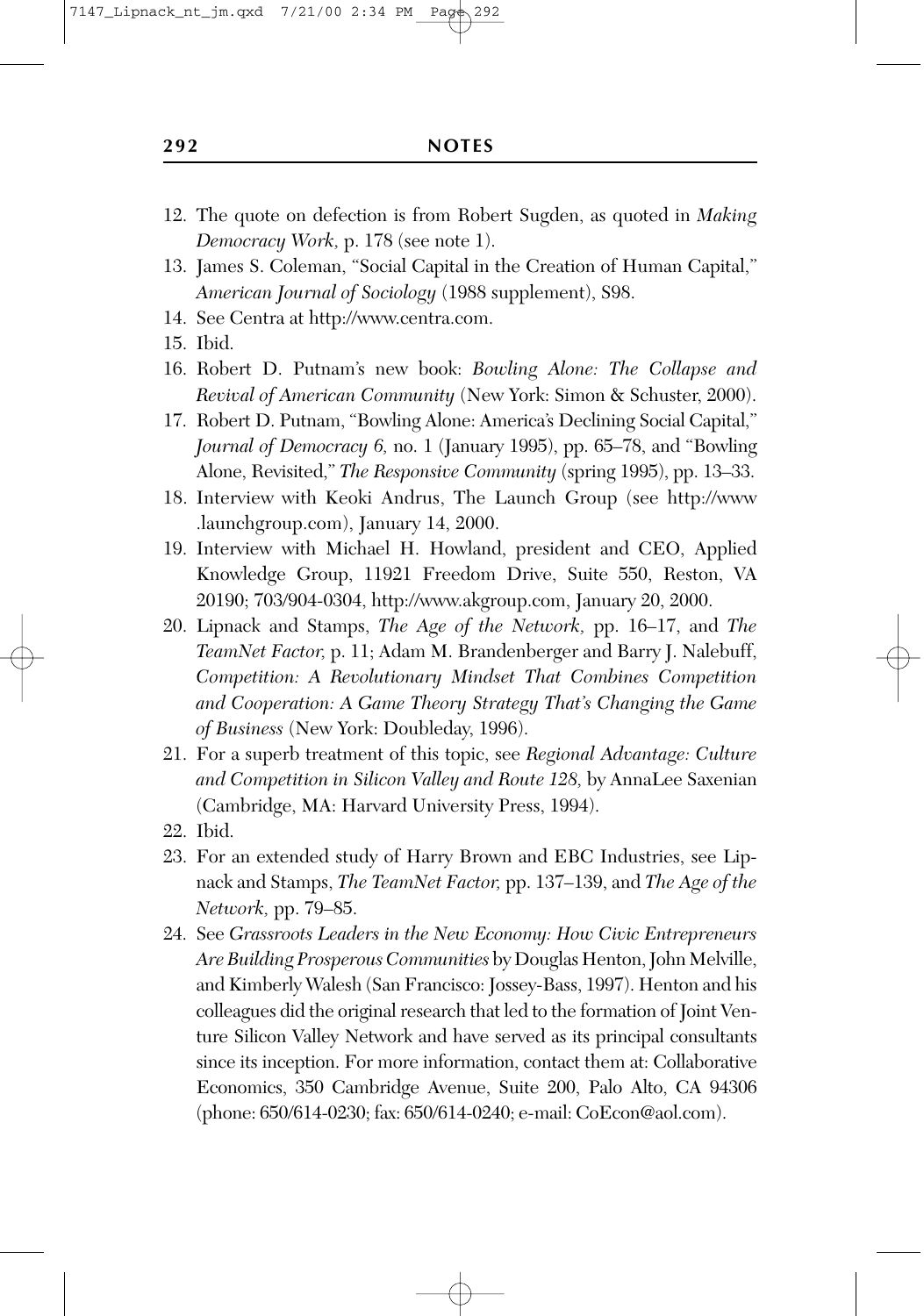12. The quote on defection is from Robert Sugden, as quoted in *Making Democracy Work,* p. 178 (see note 1).
13. James S. Coleman, "Social Capital in the Creation of Human Capital," *American Journal of Sociology* (1988 supplement), S98.
14. See Centra at http://www.centra.com.
15. Ibid.
16. Robert D. Putnam's new book: *Bowling Alone: The Collapse and Revival of American Community* (New York: Simon & Schuster, 2000).
17. Robert D. Putnam, "Bowling Alone: America's Declining Social Capital," *Journal of Democracy 6,* no. 1 (January 1995), pp. 65–78, and "Bowling Alone, Revisited," *The Responsive Community* (spring 1995), pp. 13–33.
18. Interview with Keoki Andrus, The Launch Group (see http://www.launchgroup.com), January 14, 2000.
19. Interview with Michael H. Howland, president and CEO, Applied Knowledge Group, 11921 Freedom Drive, Suite 550, Reston, VA 20190; 703/904-0304, http://www.akgroup.com, January 20, 2000.
20. Lipnack and Stamps, *The Age of the Network,* pp. 16–17, and *The TeamNet Factor,* p. 11; Adam M. Brandenberger and Barry J. Nalebuff, *Competition: A Revolutionary Mindset That Combines Competition and Cooperation: A Game Theory Strategy That's Changing the Game of Business* (New York: Doubleday, 1996).
21. For a superb treatment of this topic, see *Regional Advantage: Culture and Competition in Silicon Valley and Route 128,* by AnnaLee Saxenian (Cambridge, MA: Harvard University Press, 1994).
22. Ibid.
23. For an extended study of Harry Brown and EBC Industries, see Lipnack and Stamps, *The TeamNet Factor,* pp. 137–139, and *The Age of the Network,* pp. 79–85.
24. See *Grassroots Leaders in the New Economy: How Civic Entrepreneurs Are Building Prosperous Communities* by Douglas Henton, John Melville, and Kimberly Walesh (San Francisco: Jossey-Bass, 1997). Henton and his colleagues did the original research that led to the formation of Joint Venture Silicon Valley Network and have served as its principal consultants since its inception. For more information, contact them at: Collaborative Economics, 350 Cambridge Avenue, Suite 200, Palo Alto, CA 94306 (phone: 650/614-0230; fax: 650/614-0240; e-mail: CoEcon@aol.com).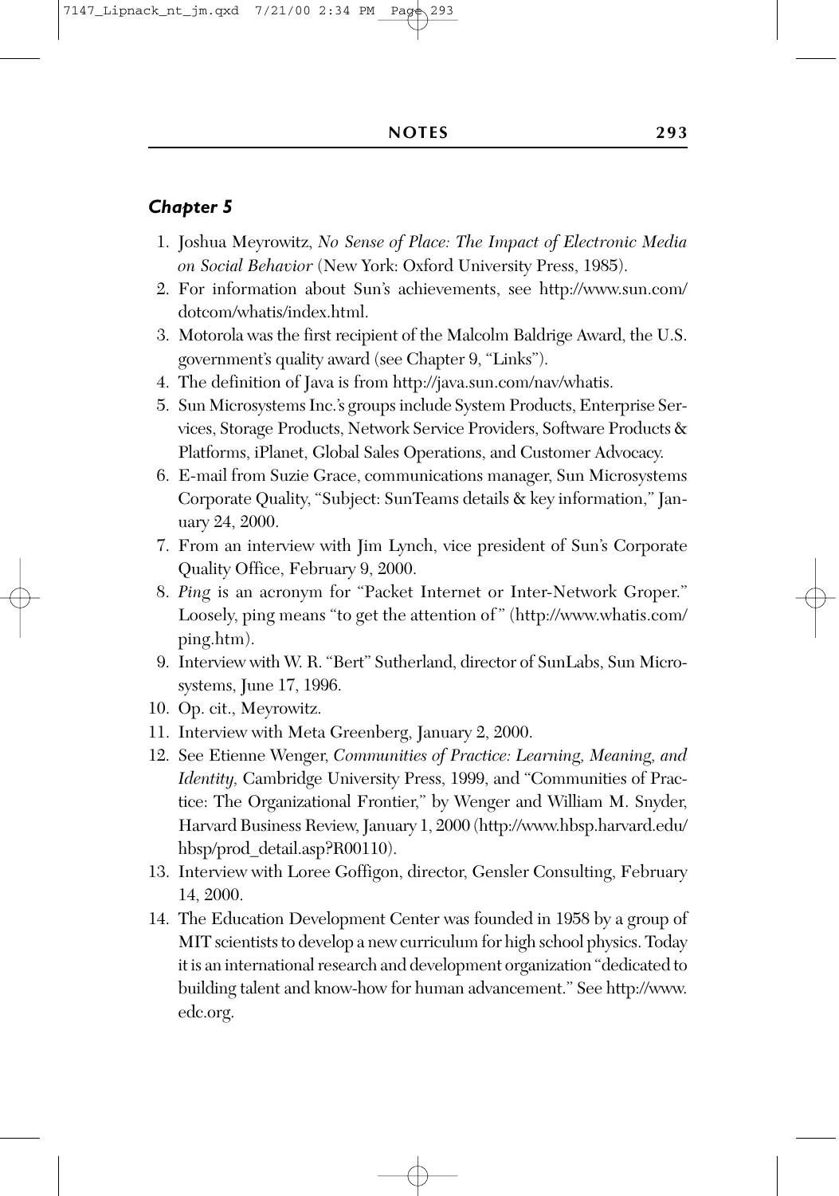### *Chapter 5*

1. Joshua Meyrowitz, *No Sense of Place: The Impact of Electronic Media on Social Behavior* (New York: Oxford University Press, 1985).
2. For information about Sun's achievements, see http://www.sun.com/dotcom/whatis/index.html.
3. Motorola was the first recipient of the Malcolm Baldrige Award, the U.S. government's quality award (see Chapter 9, "Links").
4. The definition of Java is from http://java.sun.com/nav/whatis.
5. Sun Microsystems Inc.'s groups include System Products, Enterprise Services, Storage Products, Network Service Providers, Software Products & Platforms, iPlanet, Global Sales Operations, and Customer Advocacy.
6. E-mail from Suzie Grace, communications manager, Sun Microsystems Corporate Quality, "Subject: SunTeams details & key information," January 24, 2000.
7. From an interview with Jim Lynch, vice president of Sun's Corporate Quality Office, February 9, 2000.
8. *Ping* is an acronym for "Packet Internet or Inter-Network Groper." Loosely, ping means "to get the attention of" (http://www.whatis.com/ping.htm).
9. Interview with W. R. "Bert" Sutherland, director of SunLabs, Sun Microsystems, June 17, 1996.
10. Op. cit., Meyrowitz.
11. Interview with Meta Greenberg, January 2, 2000.
12. See Etienne Wenger, *Communities of Practice: Learning, Meaning, and Identity,* Cambridge University Press, 1999, and "Communities of Practice: The Organizational Frontier," by Wenger and William M. Snyder, Harvard Business Review, January 1, 2000 (http://www.hbsp.harvard.edu/hbsp/prod_detail.asp?R00110).
13. Interview with Loree Goffigon, director, Gensler Consulting, February 14, 2000.
14. The Education Development Center was founded in 1958 by a group of MIT scientists to develop a new curriculum for high school physics. Today it is an international research and development organization "dedicated to building talent and know-how for human advancement." See http://www.edc.org.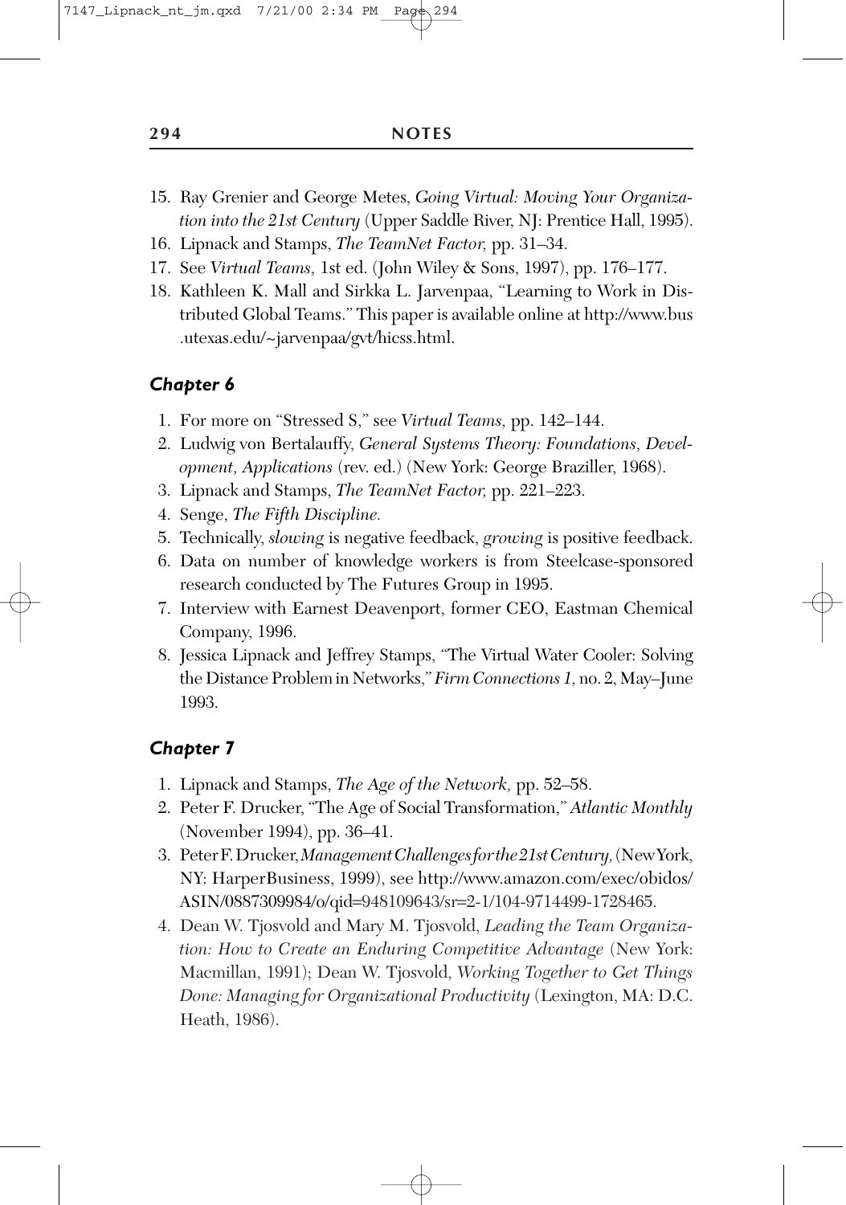15. Ray Grenier and George Metes, *Going Virtual: Moving Your Organization into the 21st Century* (Upper Saddle River, NJ: Prentice Hall, 1995).
16. Lipnack and Stamps, *The TeamNet Factor,* pp. 31–34.
17. See *Virtual Teams,* 1st ed. (John Wiley & Sons, 1997), pp. 176–177.
18. Kathleen K. Mall and Sirkka L. Jarvenpaa, "Learning to Work in Distributed Global Teams." This paper is available online at http://www.bus.utexas.edu/~jarvenpaa/gvt/hicss.html.

### *Chapter 6*

1. For more on "Stressed S," see *Virtual Teams,* pp. 142–144.
2. Ludwig von Bertalauffy, *General Systems Theory: Foundations, Development, Applications* (rev. ed.) (New York: George Braziller, 1968).
3. Lipnack and Stamps, *The TeamNet Factor,* pp. 221–223.
4. Senge, *The Fifth Discipline.*
5. Technically, *slowing* is negative feedback, *growing* is positive feedback.
6. Data on number of knowledge workers is from Steelcase-sponsored research conducted by The Futures Group in 1995.
7. Interview with Earnest Deavenport, former CEO, Eastman Chemical Company, 1996.
8. Jessica Lipnack and Jeffrey Stamps, "The Virtual Water Cooler: Solving the Distance Problem in Networks," *Firm Connections 1,* no. 2, May–June 1993.

### *Chapter 7*

1. Lipnack and Stamps, *The Age of the Network,* pp. 52–58.
2. Peter F. Drucker, "The Age of Social Transformation," *Atlantic Monthly* (November 1994), pp. 36–41.
3. Peter F. Drucker, *Management Challenges for the 21st Century,* (New York, NY: HarperBusiness, 1999), see http://www.amazon.com/exec/obidos/ASIN/0887309984/o/qid=948109643/sr=2-1/104-9714499-1728465.
4. Dean W. Tjosvold and Mary M. Tjosvold, *Leading the Team Organization: How to Create an Enduring Competitive Advantage* (New York: Macmillan, 1991); Dean W. Tjosvold, *Working Together to Get Things Done: Managing for Organizational Productivity* (Lexington, MA: D.C. Heath, 1986).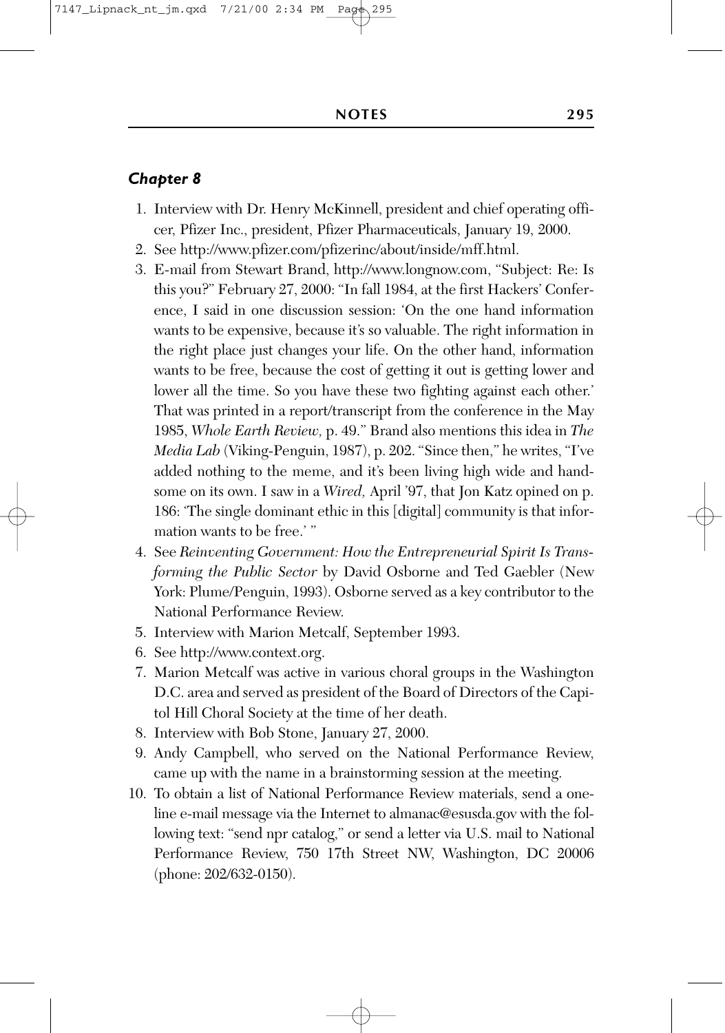### *Chapter 8*

1. Interview with Dr. Henry McKinnell, president and chief operating officer, Pfizer Inc., president, Pfizer Pharmaceuticals, January 19, 2000.
2. See http://www.pfizer.com/pfizerinc/about/inside/mff.html.
3. E-mail from Stewart Brand, http://www.longnow.com, "Subject: Re: Is this you?" February 27, 2000: "In fall 1984, at the first Hackers' Conference, I said in one discussion session: 'On the one hand information wants to be expensive, because it's so valuable. The right information in the right place just changes your life. On the other hand, information wants to be free, because the cost of getting it out is getting lower and lower all the time. So you have these two fighting against each other.' That was printed in a report/transcript from the conference in the May 1985, *Whole Earth Review,* p. 49." Brand also mentions this idea in *The Media Lab* (Viking-Penguin, 1987), p. 202. "Since then," he writes, "I've added nothing to the meme, and it's been living high wide and handsome on its own. I saw in a *Wired,* April '97, that Jon Katz opined on p. 186: 'The single dominant ethic in this [digital] community is that information wants to be free.' "
4. See *Reinventing Government: How the Entrepreneurial Spirit Is Transforming the Public Sector* by David Osborne and Ted Gaebler (New York: Plume/Penguin, 1993). Osborne served as a key contributor to the National Performance Review.
5. Interview with Marion Metcalf, September 1993.
6. See http://www.context.org.
7. Marion Metcalf was active in various choral groups in the Washington D.C. area and served as president of the Board of Directors of the Capitol Hill Choral Society at the time of her death.
8. Interview with Bob Stone, January 27, 2000.
9. Andy Campbell, who served on the National Performance Review, came up with the name in a brainstorming session at the meeting.
10. To obtain a list of National Performance Review materials, send a one-line e-mail message via the Internet to almanac@esusda.gov with the following text: "send npr catalog," or send a letter via U.S. mail to National Performance Review, 750 17th Street NW, Washington, DC 20006 (phone: 202/632-0150).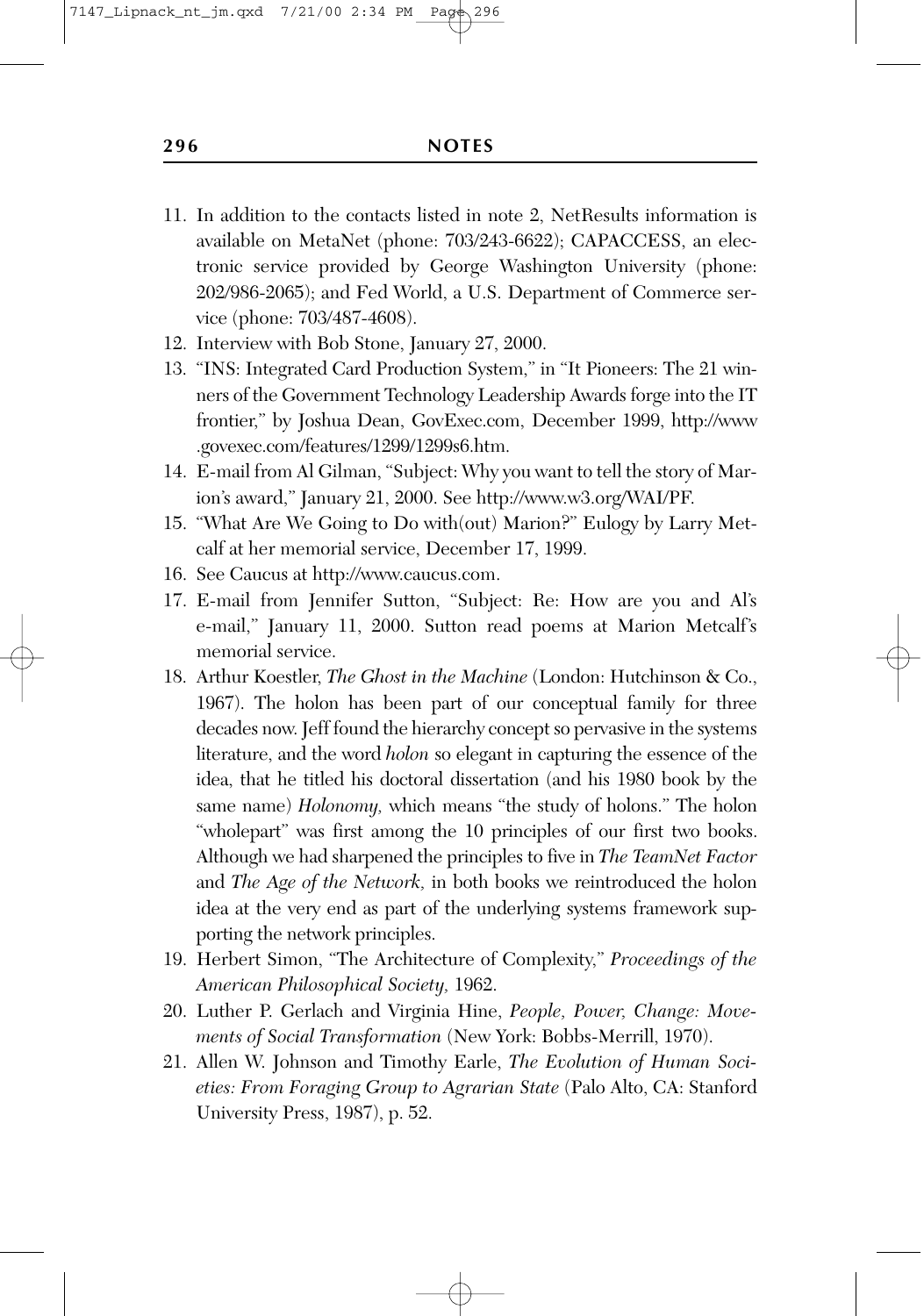11. In addition to the contacts listed in note 2, NetResults information is available on MetaNet (phone: 703/243-6622); CAPACCESS, an electronic service provided by George Washington University (phone: 202/986-2065); and Fed World, a U.S. Department of Commerce service (phone: 703/487-4608).
12. Interview with Bob Stone, January 27, 2000.
13. "INS: Integrated Card Production System," in "It Pioneers: The 21 winners of the Government Technology Leadership Awards forge into the IT frontier," by Joshua Dean, GovExec.com, December 1999, http://www.govexec.com/features/1299/1299s6.htm.
14. E-mail from Al Gilman, "Subject: Why you want to tell the story of Marion's award," January 21, 2000. See http://www.w3.org/WAI/PF.
15. "What Are We Going to Do with(out) Marion?" Eulogy by Larry Metcalf at her memorial service, December 17, 1999.
16. See Caucus at http://www.caucus.com.
17. E-mail from Jennifer Sutton, "Subject: Re: How are you and Al's e-mail," January 11, 2000. Sutton read poems at Marion Metcalf's memorial service.
18. Arthur Koestler, *The Ghost in the Machine* (London: Hutchinson & Co., 1967). The holon has been part of our conceptual family for three decades now. Jeff found the hierarchy concept so pervasive in the systems literature, and the word *holon* so elegant in capturing the essence of the idea, that he titled his doctoral dissertation (and his 1980 book by the same name) *Holonomy,* which means "the study of holons." The holon "wholepart" was first among the 10 principles of our first two books. Although we had sharpened the principles to five in *The TeamNet Factor* and *The Age of the Network,* in both books we reintroduced the holon idea at the very end as part of the underlying systems framework supporting the network principles.
19. Herbert Simon, "The Architecture of Complexity," *Proceedings of the American Philosophical Society,* 1962.
20. Luther P. Gerlach and Virginia Hine, *People, Power, Change: Movements of Social Transformation* (New York: Bobbs-Merrill, 1970).
21. Allen W. Johnson and Timothy Earle, *The Evolution of Human Societies: From Foraging Group to Agrarian State* (Palo Alto, CA: Stanford University Press, 1987), p. 52.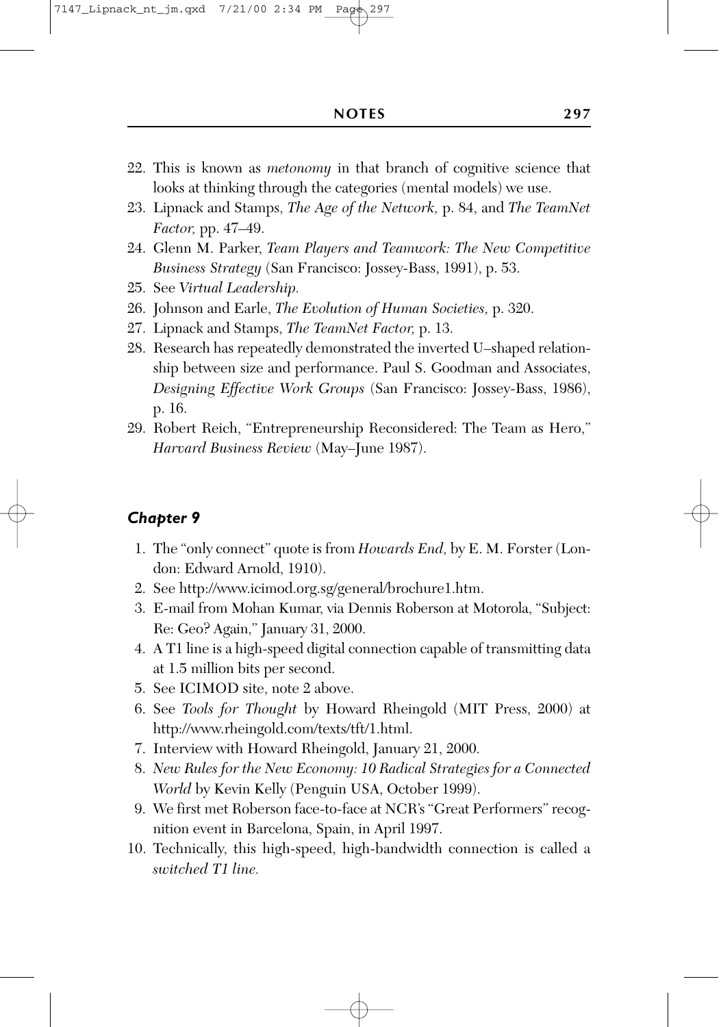22. This is known as *metonomy* in that branch of cognitive science that looks at thinking through the categories (mental models) we use.
23. Lipnack and Stamps, *The Age of the Network,* p. 84, and *The TeamNet Factor,* pp. 47–49.
24. Glenn M. Parker, *Team Players and Teamwork: The New Competitive Business Strategy* (San Francisco: Jossey-Bass, 1991), p. 53.
25. See *Virtual Leadership.*
26. Johnson and Earle, *The Evolution of Human Societies,* p. 320.
27. Lipnack and Stamps, *The TeamNet Factor,* p. 13.
28. Research has repeatedly demonstrated the inverted U–shaped relationship between size and performance. Paul S. Goodman and Associates, *Designing Effective Work Groups* (San Francisco: Jossey-Bass, 1986), p. 16.
29. Robert Reich, "Entrepreneurship Reconsidered: The Team as Hero," *Harvard Business Review* (May–June 1987).

### *Chapter 9*

1. The "only connect" quote is from *Howards End,* by E. M. Forster (London: Edward Arnold, 1910).
2. See http://www.icimod.org.sg/general/brochure1.htm.
3. E-mail from Mohan Kumar, via Dennis Roberson at Motorola, "Subject: Re: Geo? Again," January 31, 2000.
4. A T1 line is a high-speed digital connection capable of transmitting data at 1.5 million bits per second.
5. See ICIMOD site, note 2 above.
6. See *Tools for Thought* by Howard Rheingold (MIT Press, 2000) at http://www.rheingold.com/texts/tft/1.html.
7. Interview with Howard Rheingold, January 21, 2000.
8. *New Rules for the New Economy: 10 Radical Strategies for a Connected World* by Kevin Kelly (Penguin USA, October 1999).
9. We first met Roberson face-to-face at NCR's "Great Performers" recognition event in Barcelona, Spain, in April 1997.
10. Technically, this high-speed, high-bandwidth connection is called a *switched T1 line.*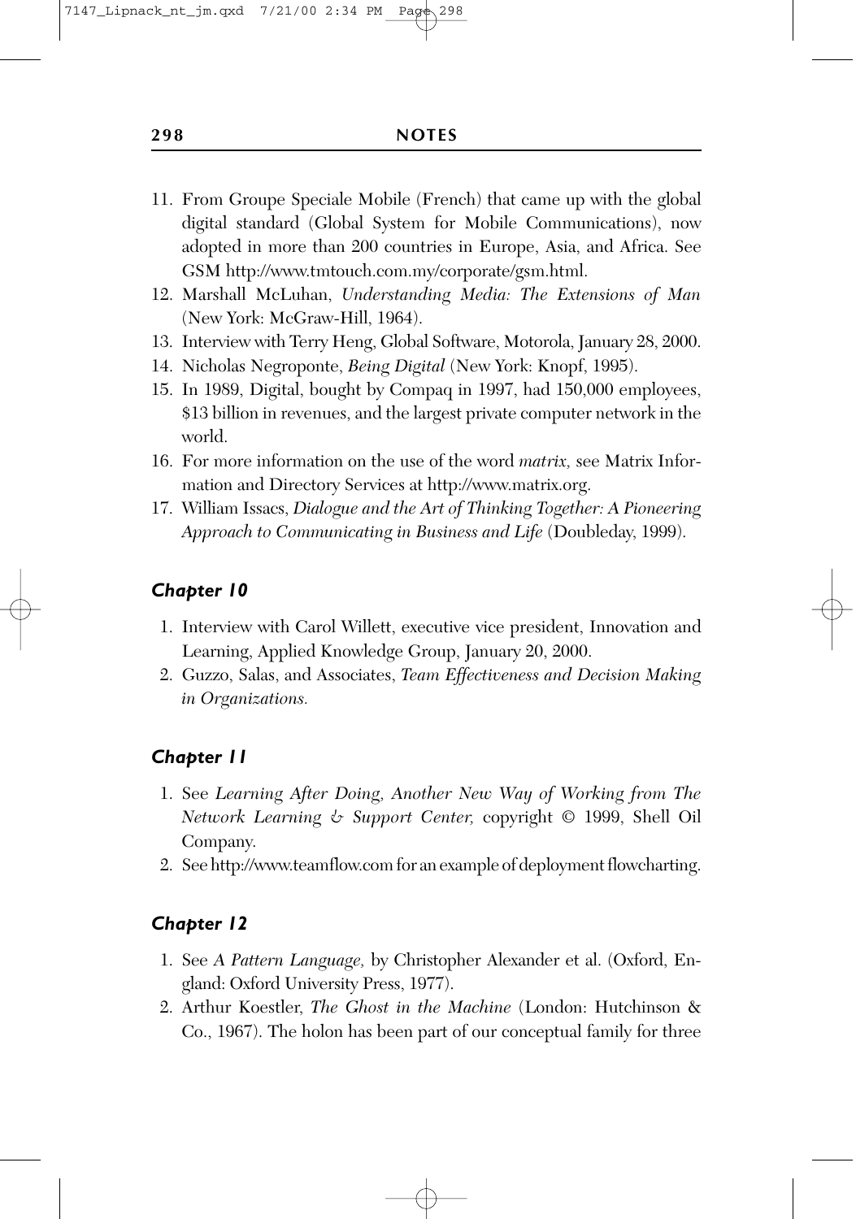11. From Groupe Speciale Mobile (French) that came up with the global digital standard (Global System for Mobile Communications), now adopted in more than 200 countries in Europe, Asia, and Africa. See GSM http://www.tmtouch.com.my/corporate/gsm.html.
12. Marshall McLuhan, *Understanding Media: The Extensions of Man* (New York: McGraw-Hill, 1964).
13. Interview with Terry Heng, Global Software, Motorola, January 28, 2000.
14. Nicholas Negroponte, *Being Digital* (New York: Knopf, 1995).
15. In 1989, Digital, bought by Compaq in 1997, had 150,000 employees, $13 billion in revenues, and the largest private computer network in the world.
16. For more information on the use of the word *matrix,* see Matrix Information and Directory Services at http://www.matrix.org.
17. William Issacs, *Dialogue and the Art of Thinking Together: A Pioneering Approach to Communicating in Business and Life* (Doubleday, 1999).

### *Chapter 10*

1. Interview with Carol Willett, executive vice president, Innovation and Learning, Applied Knowledge Group, January 20, 2000.
2. Guzzo, Salas, and Associates, *Team Effectiveness and Decision Making in Organizations.*

### *Chapter 11*

1. See *Learning After Doing, Another New Way of Working from The Network Learning & Support Center,* copyright © 1999, Shell Oil Company.
2. See http://www.teamflow.com for an example of deployment flowcharting.

### *Chapter 12*

1. See *A Pattern Language,* by Christopher Alexander et al. (Oxford, England: Oxford University Press, 1977).
2. Arthur Koestler, *The Ghost in the Machine* (London: Hutchinson & Co., 1967). The holon has been part of our conceptual family for three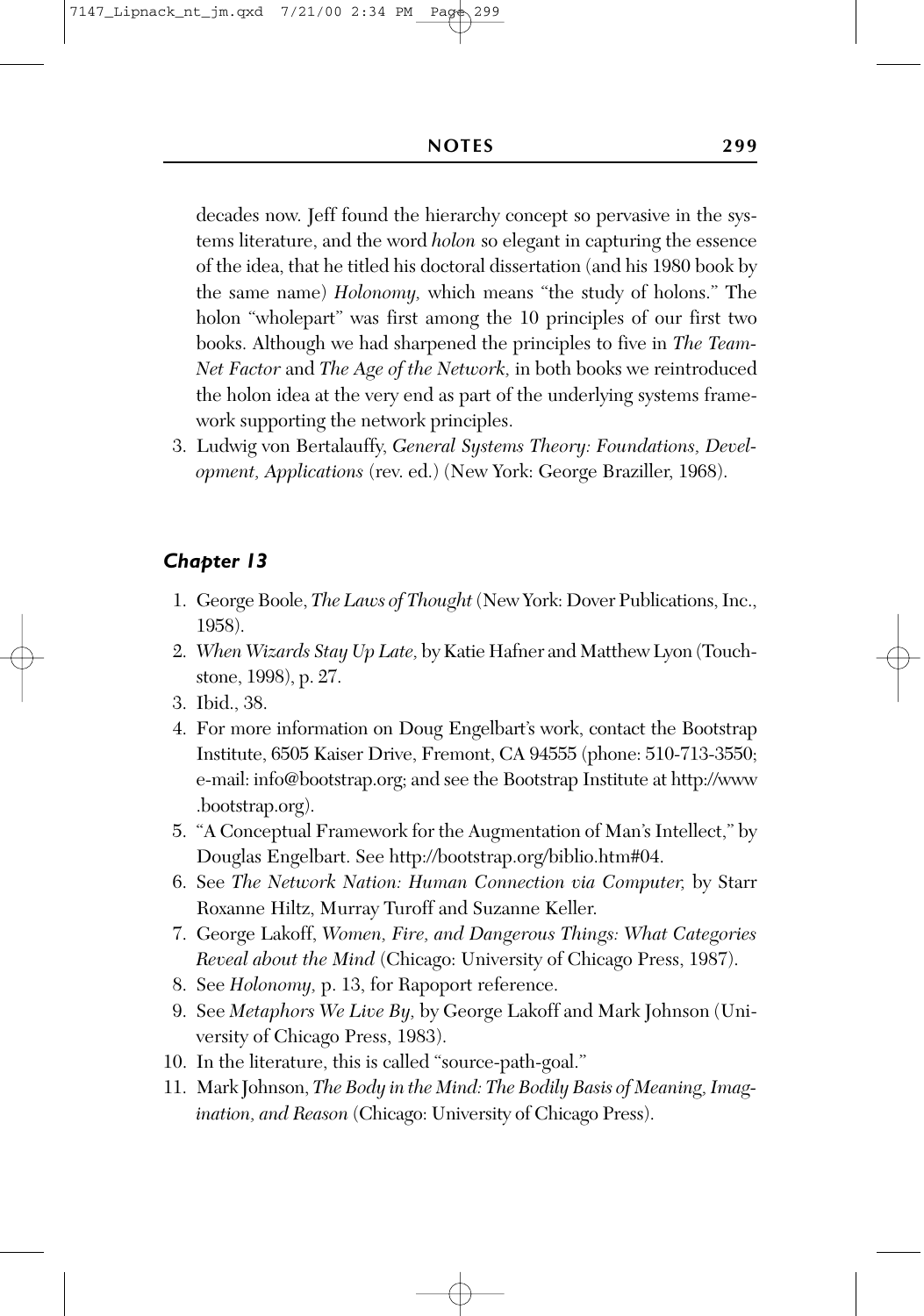decades now. Jeff found the hierarchy concept so pervasive in the systems literature, and the word *holon* so elegant in capturing the essence of the idea, that he titled his doctoral dissertation (and his 1980 book by the same name) *Holonomy,* which means "the study of holons." The holon "wholepart" was first among the 10 principles of our first two books. Although we had sharpened the principles to five in *The TeamNet Factor* and *The Age of the Network,* in both books we reintroduced the holon idea at the very end as part of the underlying systems framework supporting the network principles.

3. Ludwig von Bertalauffy, *General Systems Theory: Foundations, Development, Applications* (rev. ed.) (New York: George Braziller, 1968).

### *Chapter 13*

1. George Boole, *The Laws of Thought* (New York: Dover Publications, Inc., 1958).
2. *When Wizards Stay Up Late,* by Katie Hafner and Matthew Lyon (Touchstone, 1998), p. 27.
3. Ibid., 38.
4. For more information on Doug Engelbart's work, contact the Bootstrap Institute, 6505 Kaiser Drive, Fremont, CA 94555 (phone: 510-713-3550; e-mail: info@bootstrap.org; and see the Bootstrap Institute at http://www.bootstrap.org).
5. "A Conceptual Framework for the Augmentation of Man's Intellect," by Douglas Engelbart. See http://bootstrap.org/biblio.htm#04.
6. See *The Network Nation: Human Connection via Computer,* by Starr Roxanne Hiltz, Murray Turoff and Suzanne Keller.
7. George Lakoff, *Women, Fire, and Dangerous Things: What Categories Reveal about the Mind* (Chicago: University of Chicago Press, 1987).
8. See *Holonomy,* p. 13, for Rapoport reference.
9. See *Metaphors We Live By,* by George Lakoff and Mark Johnson (University of Chicago Press, 1983).
10. In the literature, this is called "source-path-goal."
11. Mark Johnson, *The Body in the Mind: The Bodily Basis of Meaning, Imagination, and Reason* (Chicago: University of Chicago Press).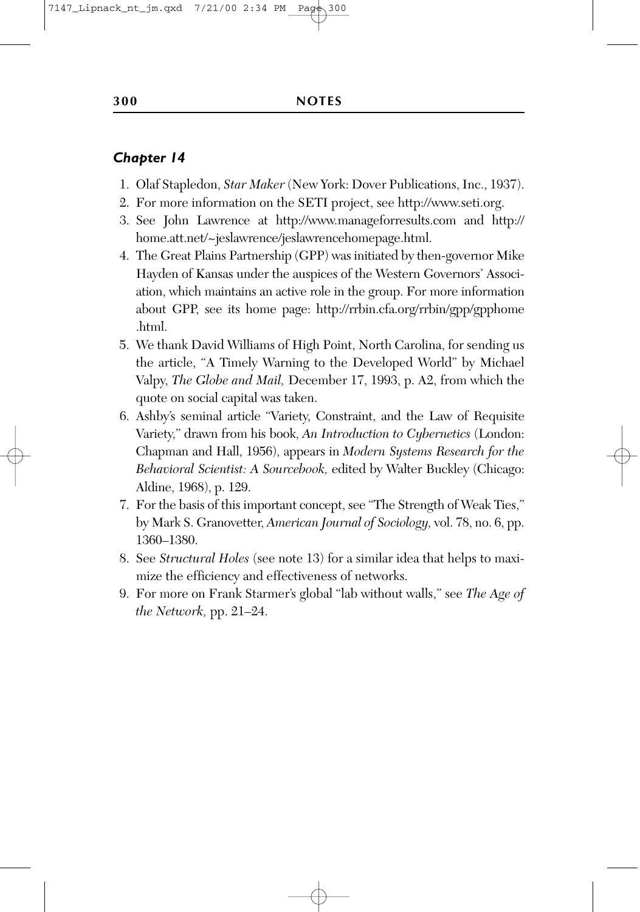## *Chapter 14*

1. Olaf Stapledon, *Star Maker* (New York: Dover Publications, Inc., 1937).
2. For more information on the SETI project, see http://www.seti.org.
3. See John Lawrence at http://www.manageforresults.com and http://home.att.net/~jeslawrence/jeslawrencehomepage.html.
4. The Great Plains Partnership (GPP) was initiated by then-governor Mike Hayden of Kansas under the auspices of the Western Governors' Association, which maintains an active role in the group. For more information about GPP, see its home page: http://rrbin.cfa.org/rrbin/gpp/gpphome.html.
5. We thank David Williams of High Point, North Carolina, for sending us the article, "A Timely Warning to the Developed World" by Michael Valpy, *The Globe and Mail,* December 17, 1993, p. A2, from which the quote on social capital was taken.
6. Ashby's seminal article "Variety, Constraint, and the Law of Requisite Variety," drawn from his book, *An Introduction to Cybernetics* (London: Chapman and Hall, 1956), appears in *Modern Systems Research for the Behavioral Scientist: A Sourcebook,* edited by Walter Buckley (Chicago: Aldine, 1968), p. 129.
7. For the basis of this important concept, see "The Strength of Weak Ties," by Mark S. Granovetter, *American Journal of Sociology,* vol. 78, no. 6, pp. 1360–1380.
8. See *Structural Holes* (see note 13) for a similar idea that helps to maximize the efficiency and effectiveness of networks.
9. For more on Frank Starmer's global "lab without walls," see *The Age of the Network,* pp. 21–24.